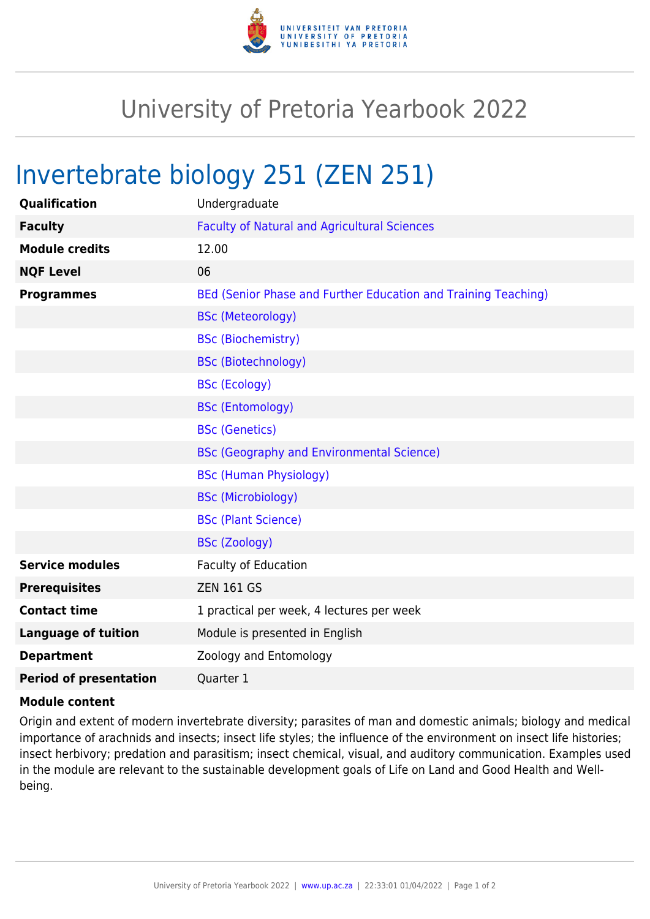# University of Pretoria Yearbook 2022

## Invertebrate biology 251 (ZEN 251)

| | |
|---|---|
| **Qualification** | Undergraduate |
| **Faculty** | Faculty of Natural and Agricultural Sciences |
| **Module credits** | 12.00 |
| **NQF Level** | 06 |
| **Programmes** | BEd (Senior Phase and Further Education and Training Teaching) |
| | BSc (Meteorology) |
| | BSc (Biochemistry) |
| | BSc (Biotechnology) |
| | BSc (Ecology) |
| | BSc (Entomology) |
| | BSc (Genetics) |
| | BSc (Geography and Environmental Science) |
| | BSc (Human Physiology) |
| | BSc (Microbiology) |
| | BSc (Plant Science) |
| | BSc (Zoology) |
| **Service modules** | Faculty of Education |
| **Prerequisites** | ZEN 161 GS |
| **Contact time** | 1 practical per week, 4 lectures per week |
| **Language of tuition** | Module is presented in English |
| **Department** | Zoology and Entomology |
| **Period of presentation** | Quarter 1 |

**Module content**

Origin and extent of modern invertebrate diversity; parasites of man and domestic animals; biology and medical importance of arachnids and insects; insect life styles; the influence of the environment on insect life histories; insect herbivory; predation and parasitism; insect chemical, visual, and auditory communication. Examples used in the module are relevant to the sustainable development goals of Life on Land and Good Health and Well-being.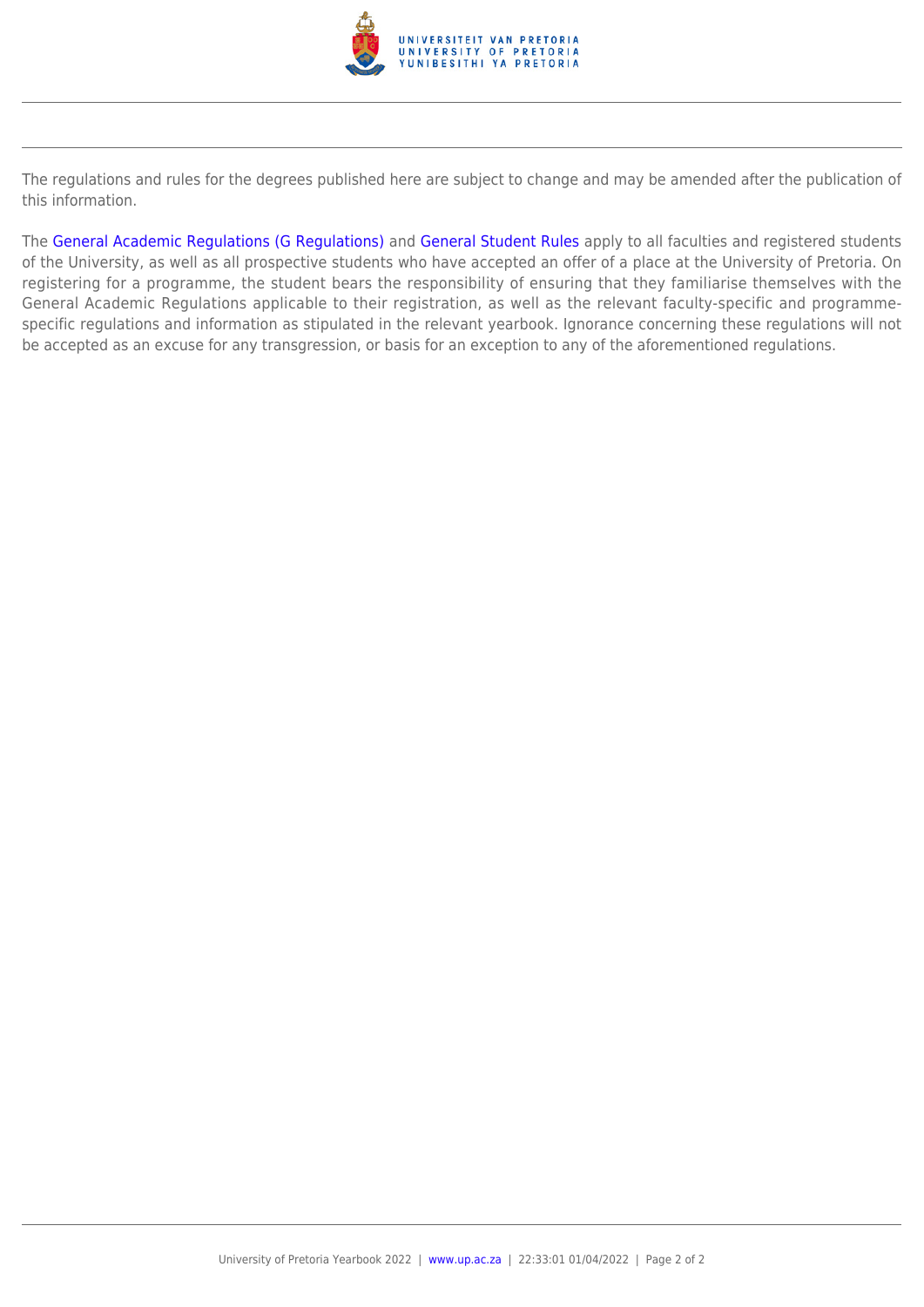The regulations and rules for the degrees published here are subject to change and may be amended after the publication of this information.

The General Academic Regulations (G Regulations) and General Student Rules apply to all faculties and registered students of the University, as well as all prospective students who have accepted an offer of a place at the University of Pretoria. On registering for a programme, the student bears the responsibility of ensuring that they familiarise themselves with the General Academic Regulations applicable to their registration, as well as the relevant faculty-specific and programme-specific regulations and information as stipulated in the relevant yearbook. Ignorance concerning these regulations will not be accepted as an excuse for any transgression, or basis for an exception to any of the aforementioned regulations.